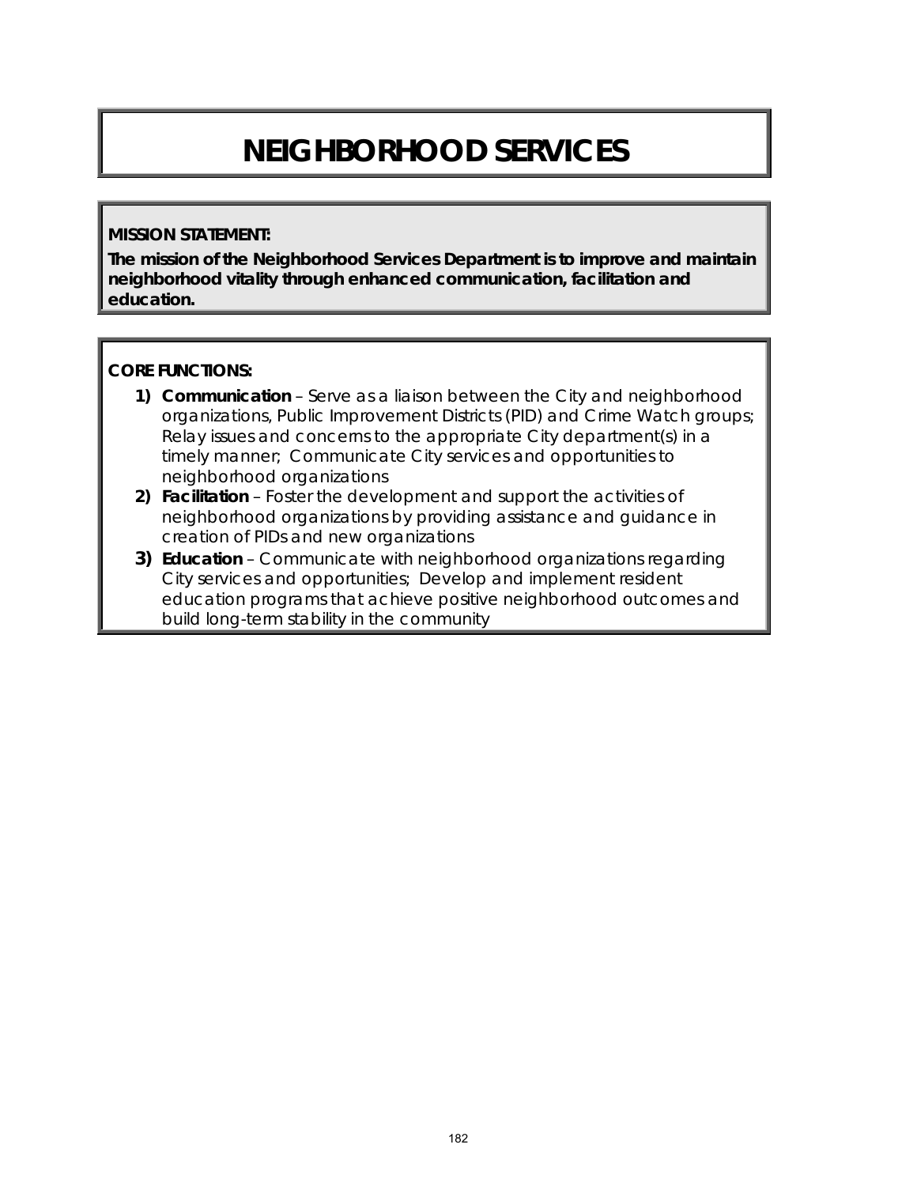# NEIGHBORHOOD SERVICES

**MISSION STATEMENT:**

**The mission of the Neighborhood Services Department is to improve and maintain neighborhood vitality through enhanced communication, facilitation and education.**

**CORE FUNCTIONS:**

1) **Communication** – Serve as a liaison between the City and neighborhood organizations, Public Improvement Districts (PID) and Crime Watch groups; Relay issues and concerns to the appropriate City department(s) in a timely manner; Communicate City services and opportunities to neighborhood organizations
2) **Facilitation** – Foster the development and support the activities of neighborhood organizations by providing assistance and guidance in creation of PIDs and new organizations
3) **Education** – Communicate with neighborhood organizations regarding City services and opportunities; Develop and implement resident education programs that achieve positive neighborhood outcomes and build long-term stability in the community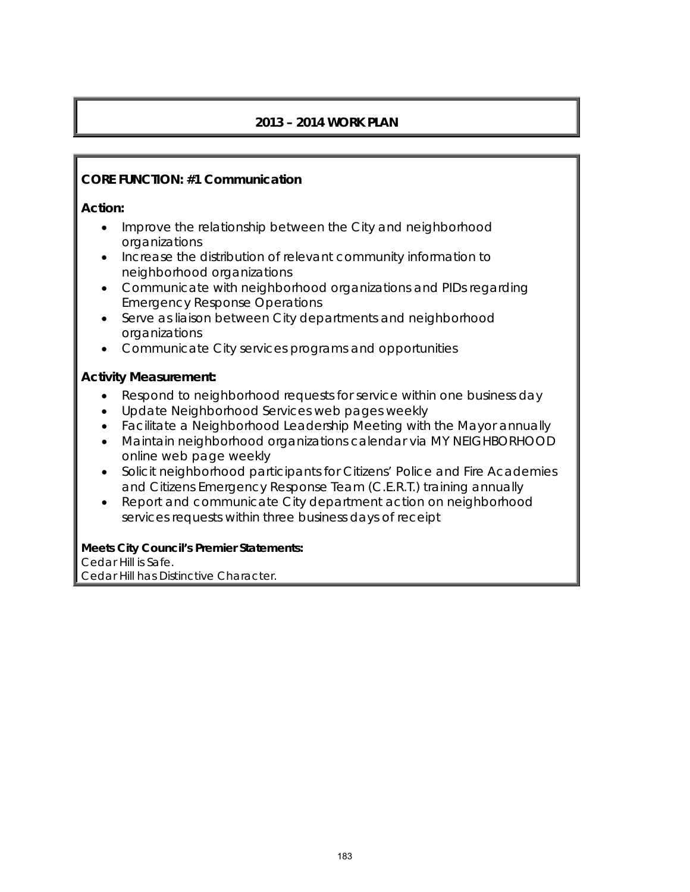# 2013 – 2014 WORK PLAN

**CORE FUNCTION: #1 Communication**

**Action:**

- Improve the relationship between the City and neighborhood organizations
- Increase the distribution of relevant community information to neighborhood organizations
- Communicate with neighborhood organizations and PIDs regarding Emergency Response Operations
- Serve as liaison between City departments and neighborhood organizations
- Communicate City services programs and opportunities

**Activity Measurement:**

- Respond to neighborhood requests for service within one business day
- Update Neighborhood Services web pages weekly
- Facilitate a Neighborhood Leadership Meeting with the Mayor annually
- Maintain neighborhood organizations calendar via MY NEIGHBORHOOD online web page weekly
- Solicit neighborhood participants for Citizens' Police and Fire Academies and Citizens Emergency Response Team (C.E.R.T.) training annually
- Report and communicate City department action on neighborhood services requests within three business days of receipt

**Meets City Council's Premier Statements:**
Cedar Hill is Safe.
Cedar Hill has Distinctive Character.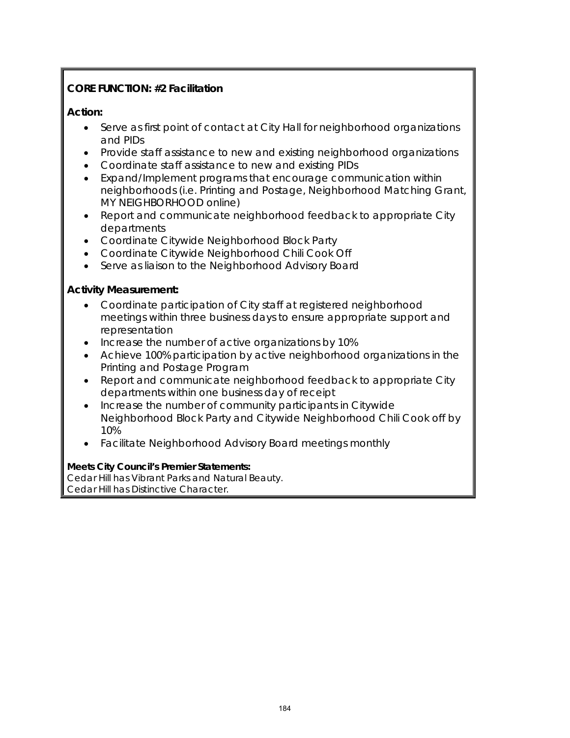**CORE FUNCTION: #2 Facilitation**

**Action:**

- Serve as first point of contact at City Hall for neighborhood organizations and PIDs
- Provide staff assistance to new and existing neighborhood organizations
- Coordinate staff assistance to new and existing PIDs
- Expand/Implement programs that encourage communication within neighborhoods (i.e. Printing and Postage, Neighborhood Matching Grant, MY NEIGHBORHOOD online)
- Report and communicate neighborhood feedback to appropriate City departments
- Coordinate Citywide Neighborhood Block Party
- Coordinate Citywide Neighborhood Chili Cook Off
- Serve as liaison to the Neighborhood Advisory Board

**Activity Measurement:**

- Coordinate participation of City staff at registered neighborhood meetings within three business days to ensure appropriate support and representation
- Increase the number of active organizations by 10%
- Achieve 100% participation by active neighborhood organizations in the Printing and Postage Program
- Report and communicate neighborhood feedback to appropriate City departments within one business day of receipt
- Increase the number of community participants in Citywide Neighborhood Block Party and Citywide Neighborhood Chili Cook off by 10%
- Facilitate Neighborhood Advisory Board meetings monthly

**Meets City Council's Premier Statements:**
Cedar Hill has Vibrant Parks and Natural Beauty.
Cedar Hill has Distinctive Character.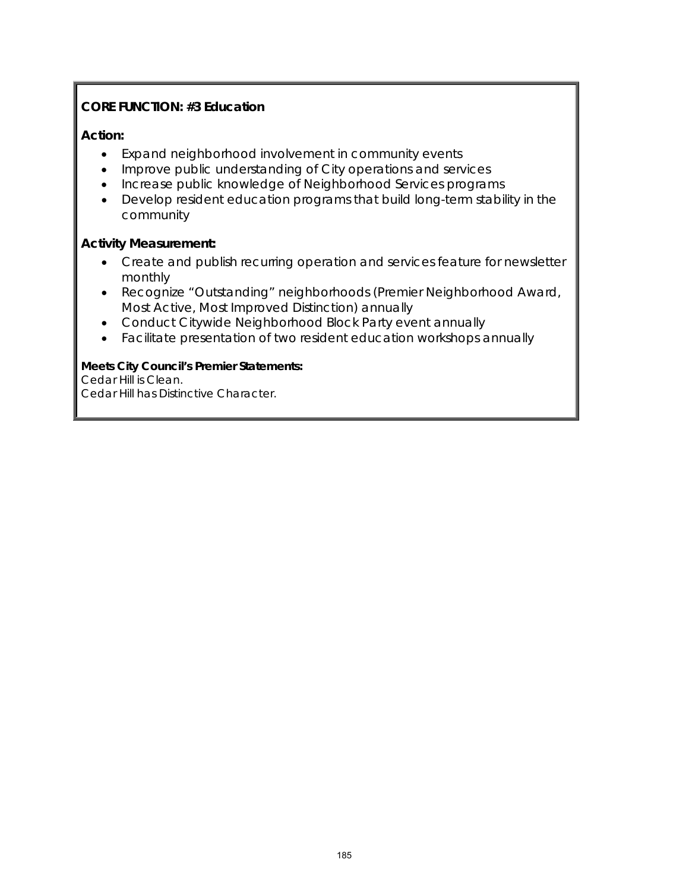**CORE FUNCTION: #3 Education**

**Action:**

- Expand neighborhood involvement in community events
- Improve public understanding of City operations and services
- Increase public knowledge of Neighborhood Services programs
- Develop resident education programs that build long-term stability in the community

**Activity Measurement:**

- Create and publish recurring operation and services feature for newsletter monthly
- Recognize "Outstanding" neighborhoods (Premier Neighborhood Award, Most Active, Most Improved Distinction) annually
- Conduct Citywide Neighborhood Block Party event annually
- Facilitate presentation of two resident education workshops annually

**Meets City Council's Premier Statements:**
Cedar Hill is Clean.
Cedar Hill has Distinctive Character.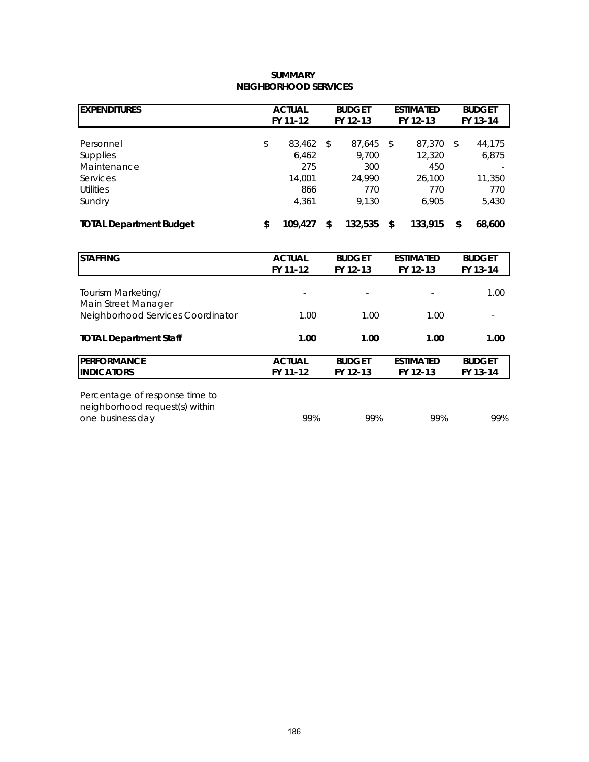# SUMMARY
## NEIGHBORHOOD SERVICES

| EXPENDITURES | ACTUAL FY 11-12 | BUDGET FY 12-13 | ESTIMATED FY 12-13 | BUDGET FY 13-14 |
|---|---|---|---|---|
| Personnel | $ 83,462 | $ 87,645 | $ 87,370 | $ 44,175 |
| Supplies | 6,462 | 9,700 | 12,320 | 6,875 |
| Maintenance | 275 | 300 | 450 | - |
| Services | 14,001 | 24,990 | 26,100 | 11,350 |
| Utilities | 866 | 770 | 770 | 770 |
| Sundry | 4,361 | 9,130 | 6,905 | 5,430 |
| **TOTAL Department Budget** | **$ 109,427** | **$ 132,535** | **$ 133,915** | **$ 68,600** |

| STAFFING | ACTUAL FY 11-12 | BUDGET FY 12-13 | ESTIMATED FY 12-13 | BUDGET FY 13-14 |
|---|---|---|---|---|
| Tourism Marketing/ Main Street Manager | - | - | - | 1.00 |
| Neighborhood Services Coordinator | 1.00 | 1.00 | 1.00 | - |
| **TOTAL Department Staff** | **1.00** | **1.00** | **1.00** | **1.00** |

| PERFORMANCE INDICATORS | ACTUAL FY 11-12 | BUDGET FY 12-13 | ESTIMATED FY 12-13 | BUDGET FY 13-14 |
|---|---|---|---|---|
| Percentage of response time to neighborhood request(s) within one business day | 99% | 99% | 99% | 99% |